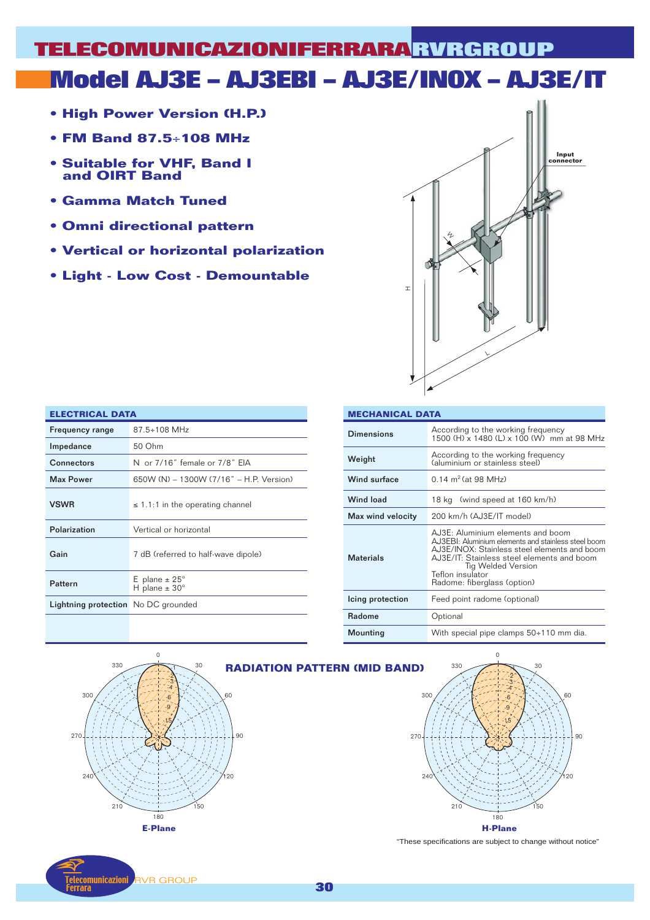TELECOMUNICAZIONIFERRARA RVRGROUP

# Model AJ3E – AJ3EBI – AJ3E/INOX – AJ3E/IT

- **High Power Version (H.P.)**
- **FM Band 87.5÷108 MHz**
- **Suitable for VHF, Band I and OIRT Band**
- **Gamma Match Tuned**
- **Omni directional pattern**
- **Vertical or horizontal polarization**
- **Light - Low Cost - Demountable**

Input connector

| ELECTRICAL DATA | |
|---|---|
| Frequency range | 87.5÷108 MHz |
| Impedance | 50 Ohm |
| Connectors | N or 7/16" female or 7/8" EIA |
| Max Power | 650W (N) – 1300W (7/16" – H.P. Version) |
| VSWR | ≤ 1.1:1 in the operating channel |
| Polarization | Vertical or horizontal |
| Gain | 7 dB (referred to half-wave dipole) |
| Pattern | E plane ± 25° <br> H plane ± 30° |
| Lightning protection | No DC grounded |

| MECHANICAL DATA | |
|---|---|
| Dimensions | According to the working frequency <br> 1500 (H) x 1480 (L) x 100 (W) mm at 98 MHz |
| Weight | According to the working frequency <br> (aluminium or stainless steel) |
| Wind surface | 0.14 m$^2$ (at 98 MHz) |
| Wind load | 18 kg (wind speed at 160 km/h) |
| Max wind velocity | 200 km/h (AJ3E/IT model) |
| Materials | AJ3E: Aluminium elements and boom <br> AJ3EBI: Aluminium elements and stainless steel boom <br> AJ3E/INOX: Stainless steel elements and boom <br> AJ3E/IT: Stainless steel elements and boom Tig Welded Version <br> Teflon insulator <br> Radome: fiberglass (option) |
| Icing protection | Feed point radome (optional) |
| Radome | Optional |
| Mounting | With special pipe clamps 50÷110 mm dia. |

## RADIATION PATTERN (MID BAND)

E-Plane

H-Plane

"These specifications are subject to change without notice"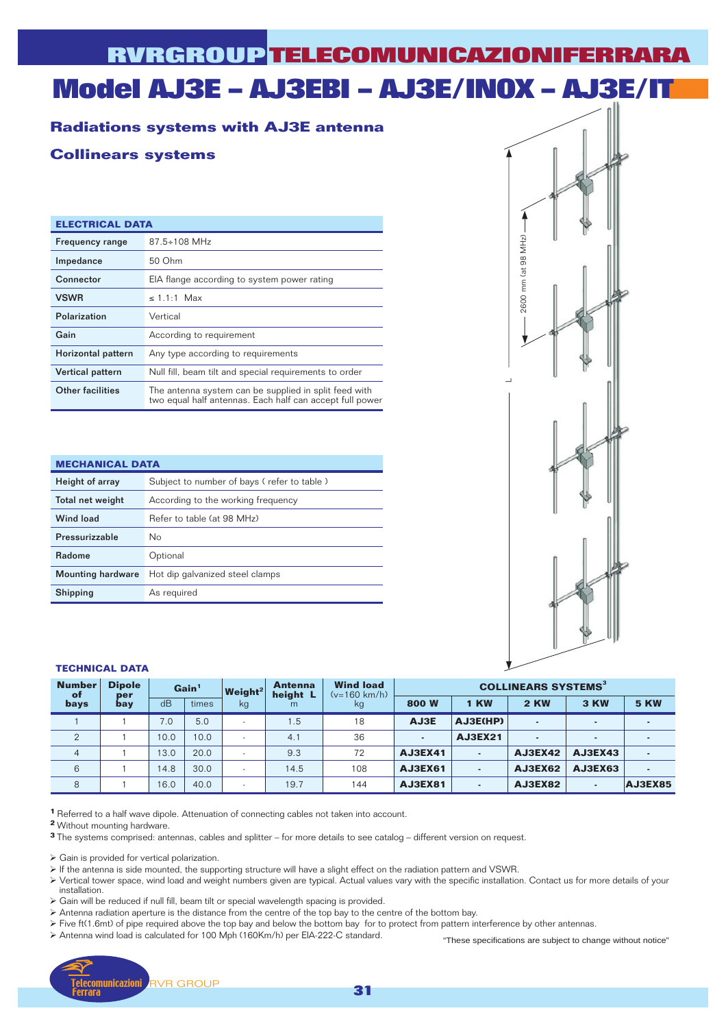# RVRGROUP TELECOMUNICAZIONIFERRARA

# Model AJ3E – AJ3EBI – AJ3E/INOX – AJ3E/IT

## Radiations systems with AJ3E antenna

## Collinears systems

| ELECTRICAL DATA | |
|---|---|
| Frequency range | 87.5÷108 MHz |
| Impedance | 50 Ohm |
| Connector | EIA flange according to system power rating |
| VSWR | ≤ 1.1:1 Max |
| Polarization | Vertical |
| Gain | According to requirement |
| Horizontal pattern | Any type according to requirements |
| Vertical pattern | Null fill, beam tilt and special requirements to order |
| Other facilities | The antenna system can be supplied in split feed with two equal half antennas. Each half can accept full power |

| MECHANICAL DATA | |
|---|---|
| Height of array | Subject to number of bays ( refer to table ) |
| Total net weight | According to the working frequency |
| Wind load | Refer to table (at 98 MHz) |
| Pressurizzable | No |
| Radome | Optional |
| Mounting hardware | Hot dip galvanized steel clamps |
| Shipping | As required |

2600 mm (at 98 MHz)

L

### TECHNICAL DATA

| Number of bays | Dipole per bay | Gain[1] | | Weight[2] | Antenna height L | Wind load (v=160 km/h) | COLLINEARS SYSTEMS[3] | | | | |
|---|---|---|---|---|---|---|---|---|---|---|---|
| | | dB | times | kg | m | kg | 800 W | 1 KW | 2 KW | 3 KW | 5 KW |
| 1 | 1 | 7.0 | 5.0 | - | 1.5 | 18 | AJ3E | AJ3E(HP) | - | - | - |
| 2 | 1 | 10.0 | 10.0 | - | 4.1 | 36 | - | AJ3EX21 | - | - | - |
| 4 | 1 | 13.0 | 20.0 | - | 9.3 | 72 | AJ3EX41 | - | AJ3EX42 | AJ3EX43 | - |
| 6 | 1 | 14.8 | 30.0 | - | 14.5 | 108 | AJ3EX61 | - | AJ3EX62 | AJ3EX63 | - |
| 8 | 1 | 16.0 | 40.0 | - | 19.7 | 144 | AJ3EX81 | - | AJ3EX82 | - | AJ3EX85 |

[1] Referred to a half wave dipole. Attenuation of connecting cables not taken into account.
[2] Without mounting hardware.
[3] The systems comprised: antennas, cables and splitter – for more details to see catalog – different version on request.

- Gain is provided for vertical polarization.
- If the antenna is side mounted, the supporting structure will have a slight effect on the radiation pattern and VSWR.
- Vertical tower space, wind load and weight numbers given are typical. Actual values vary with the specific installation. Contact us for more details of your installation.
- Gain will be reduced if null fill, beam tilt or special wavelength spacing is provided.
- Antenna radiation aperture is the distance from the centre of the top bay to the centre of the bottom bay.
- Five ft(1.6mt) of pipe required above the top bay and below the bottom bay for to protect from pattern interference by other antennas.
- Antenna wind load is calculated for 100 Mph (160Km/h) per EIA-222-C standard.

"These specifications are subject to change without notice"

Telecomunicazioni Ferrara RVR GROUP